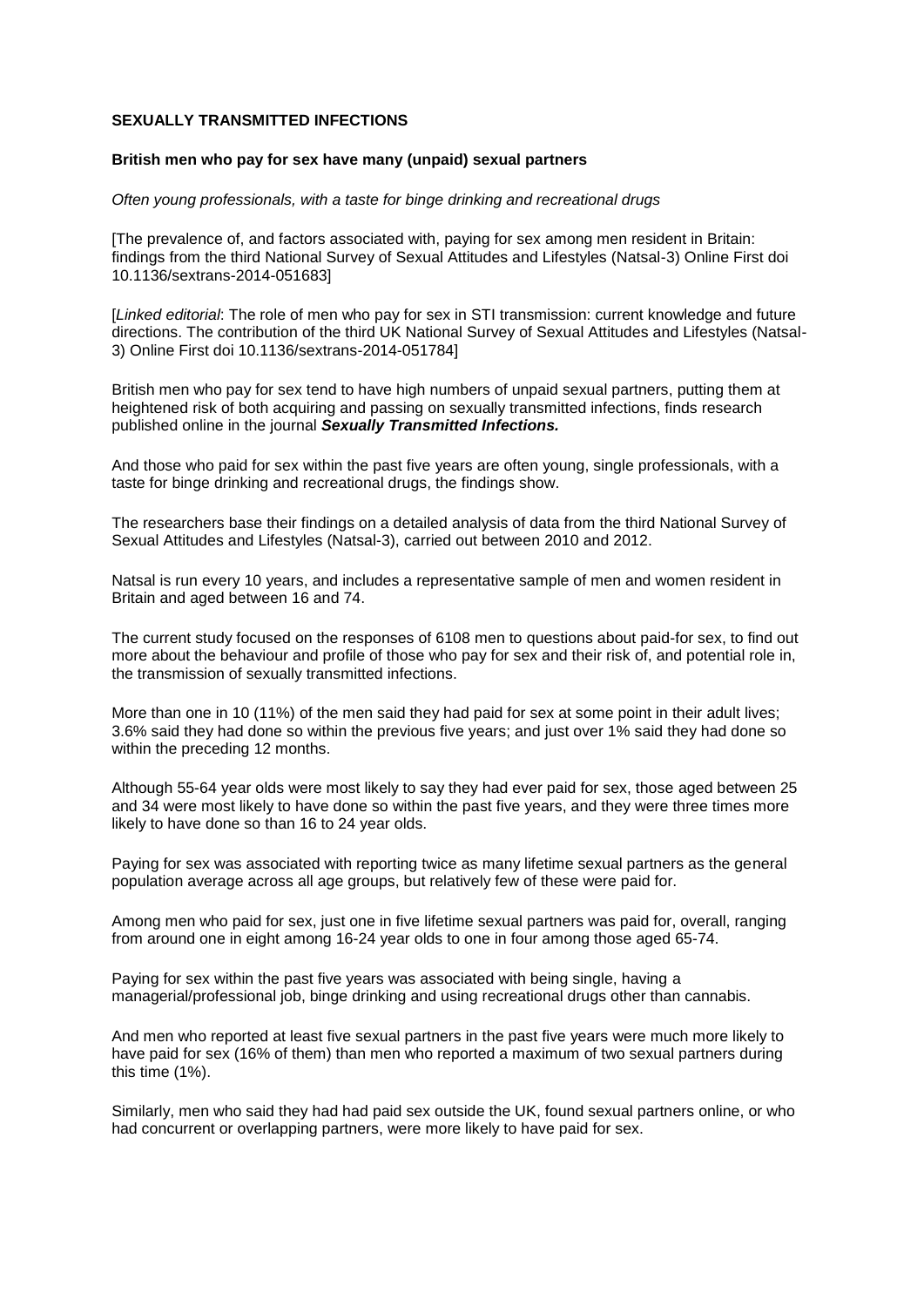**SEXUALLY TRANSMITTED INFECTIONS**

**British men who pay for sex have many (unpaid) sexual partners**

*Often young professionals, with a taste for binge drinking and recreational drugs*

[The prevalence of, and factors associated with, paying for sex among men resident in Britain: findings from the third National Survey of Sexual Attitudes and Lifestyles (Natsal-3) Online First doi 10.1136/sextrans-2014-051683]

[*Linked editorial*: The role of men who pay for sex in STI transmission: current knowledge and future directions. The contribution of the third UK National Survey of Sexual Attitudes and Lifestyles (Natsal-3) Online First doi 10.1136/sextrans-2014-051784]

British men who pay for sex tend to have high numbers of unpaid sexual partners, putting them at heightened risk of both acquiring and passing on sexually transmitted infections, finds research published online in the journal ***Sexually Transmitted Infections.***

And those who paid for sex within the past five years are often young, single professionals, with a taste for binge drinking and recreational drugs, the findings show.

The researchers base their findings on a detailed analysis of data from the third National Survey of Sexual Attitudes and Lifestyles (Natsal-3), carried out between 2010 and 2012.

Natsal is run every 10 years, and includes a representative sample of men and women resident in Britain and aged between 16 and 74.

The current study focused on the responses of 6108 men to questions about paid-for sex, to find out more about the behaviour and profile of those who pay for sex and their risk of, and potential role in, the transmission of sexually transmitted infections.

More than one in 10 (11%) of the men said they had paid for sex at some point in their adult lives; 3.6% said they had done so within the previous five years; and just over 1% said they had done so within the preceding 12 months.

Although 55-64 year olds were most likely to say they had ever paid for sex, those aged between 25 and 34 were most likely to have done so within the past five years, and they were three times more likely to have done so than 16 to 24 year olds.

Paying for sex was associated with reporting twice as many lifetime sexual partners as the general population average across all age groups, but relatively few of these were paid for.

Among men who paid for sex, just one in five lifetime sexual partners was paid for, overall, ranging from around one in eight among 16-24 year olds to one in four among those aged 65-74.

Paying for sex within the past five years was associated with being single, having a managerial/professional job, binge drinking and using recreational drugs other than cannabis.

And men who reported at least five sexual partners in the past five years were much more likely to have paid for sex (16% of them) than men who reported a maximum of two sexual partners during this time (1%).

Similarly, men who said they had had paid sex outside the UK, found sexual partners online, or who had concurrent or overlapping partners, were more likely to have paid for sex.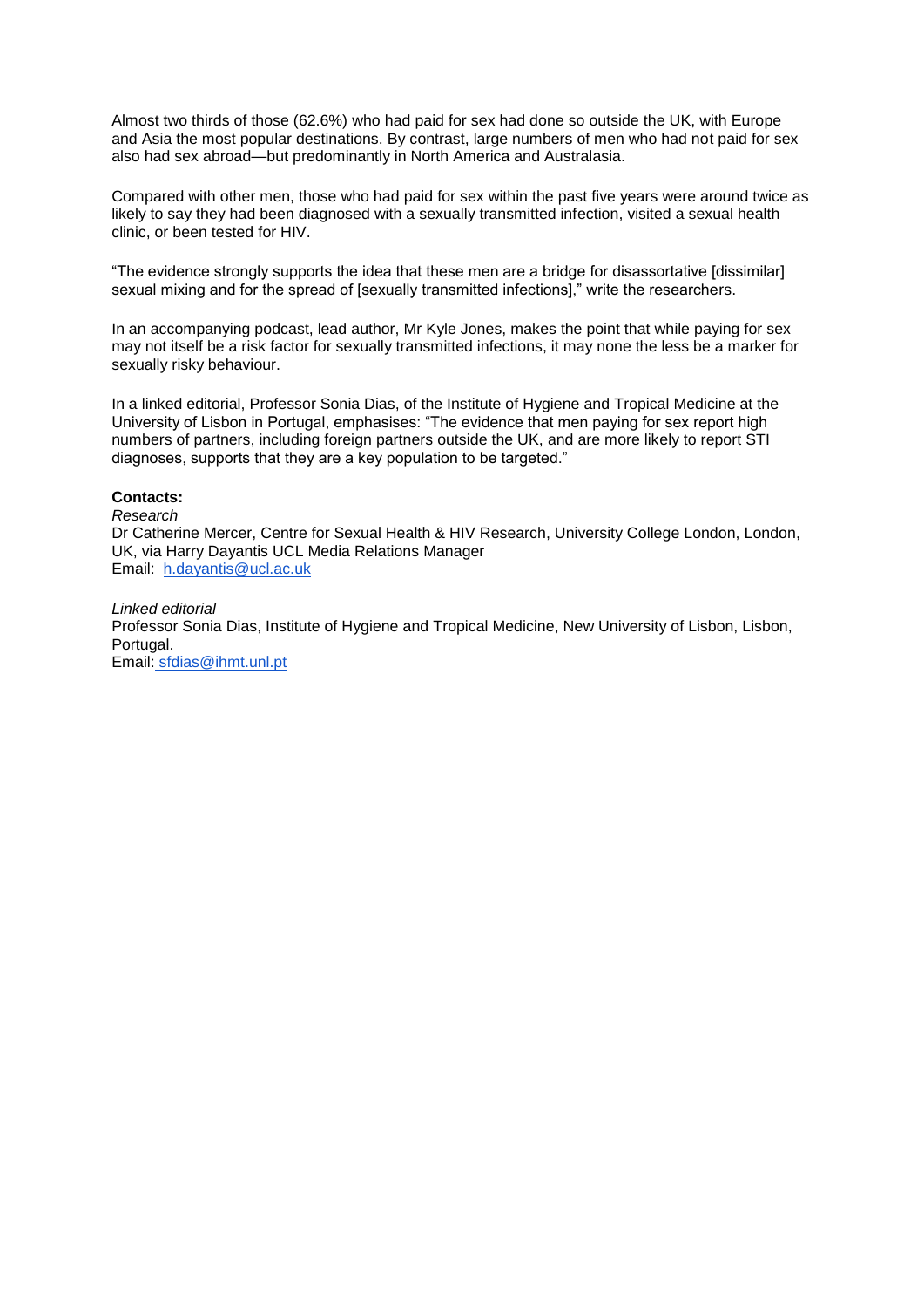Almost two thirds of those (62.6%) who had paid for sex had done so outside the UK, with Europe and Asia the most popular destinations. By contrast, large numbers of men who had not paid for sex also had sex abroad—but predominantly in North America and Australasia.

Compared with other men, those who had paid for sex within the past five years were around twice as likely to say they had been diagnosed with a sexually transmitted infection, visited a sexual health clinic, or been tested for HIV.

“The evidence strongly supports the idea that these men are a bridge for disassortative [dissimilar] sexual mixing and for the spread of [sexually transmitted infections],” write the researchers.

In an accompanying podcast, lead author, Mr Kyle Jones, makes the point that while paying for sex may not itself be a risk factor for sexually transmitted infections, it may none the less be a marker for sexually risky behaviour.

In a linked editorial, Professor Sonia Dias, of the Institute of Hygiene and Tropical Medicine at the University of Lisbon in Portugal, emphasises: “The evidence that men paying for sex report high numbers of partners, including foreign partners outside the UK, and are more likely to report STI diagnoses, supports that they are a key population to be targeted.”

**Contacts:**

*Research*
Dr Catherine Mercer, Centre for Sexual Health & HIV Research, University College London, London, UK, via Harry Dayantis UCL Media Relations Manager
Email: h.dayantis@ucl.ac.uk

*Linked editorial*
Professor Sonia Dias, Institute of Hygiene and Tropical Medicine, New University of Lisbon, Lisbon, Portugal.
Email: sfdias@ihmt.unl.pt